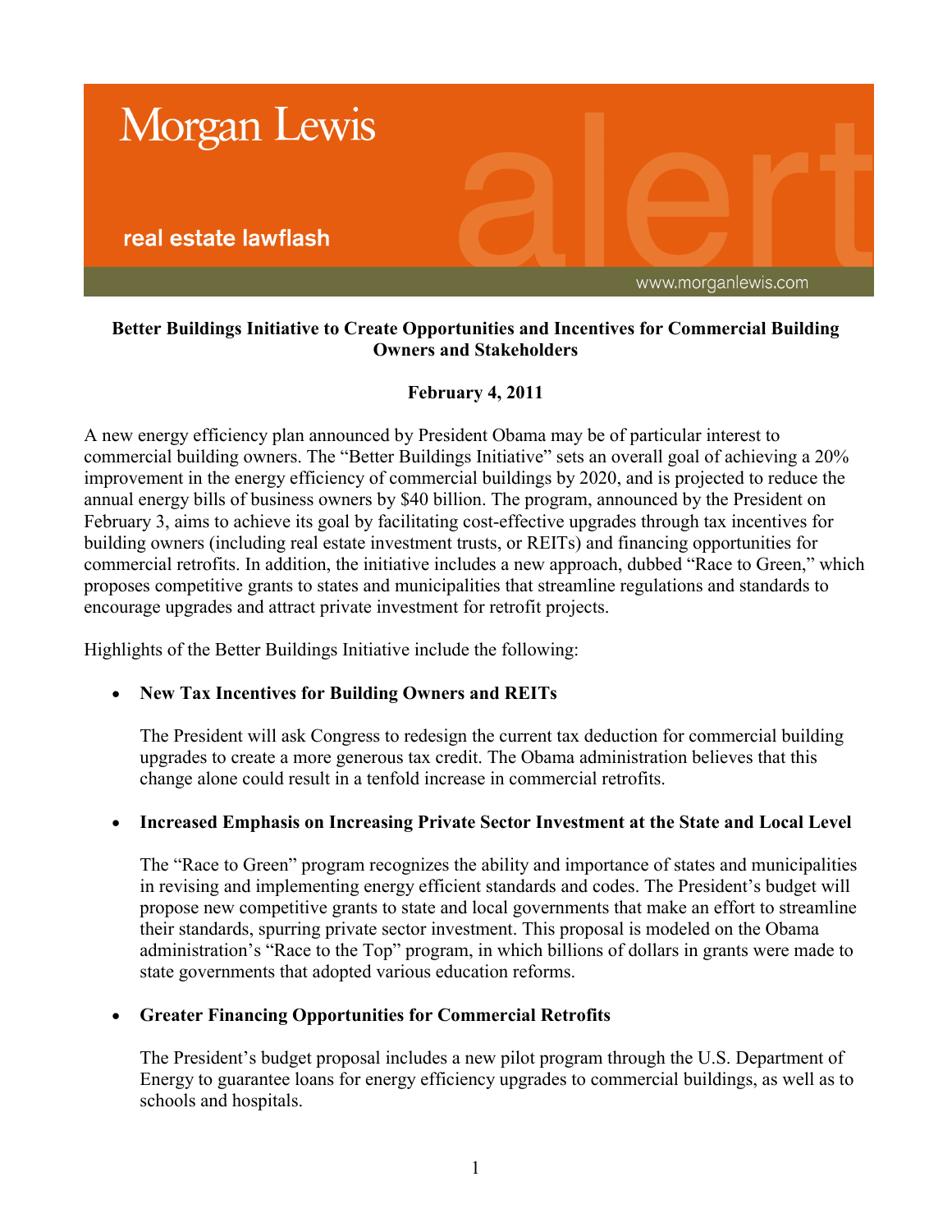Morgan Lewis

real estate lawflash

www.morganlewis.com

**Better Buildings Initiative to Create Opportunities and Incentives for Commercial Building Owners and Stakeholders**

**February 4, 2011**

A new energy efficiency plan announced by President Obama may be of particular interest to commercial building owners. The "Better Buildings Initiative" sets an overall goal of achieving a 20% improvement in the energy efficiency of commercial buildings by 2020, and is projected to reduce the annual energy bills of business owners by $40 billion. The program, announced by the President on February 3, aims to achieve its goal by facilitating cost-effective upgrades through tax incentives for building owners (including real estate investment trusts, or REITs) and financing opportunities for commercial retrofits. In addition, the initiative includes a new approach, dubbed "Race to Green," which proposes competitive grants to states and municipalities that streamline regulations and standards to encourage upgrades and attract private investment for retrofit projects.

Highlights of the Better Buildings Initiative include the following:

- **New Tax Incentives for Building Owners and REITs**

  The President will ask Congress to redesign the current tax deduction for commercial building upgrades to create a more generous tax credit. The Obama administration believes that this change alone could result in a tenfold increase in commercial retrofits.

- **Increased Emphasis on Increasing Private Sector Investment at the State and Local Level**

  The "Race to Green" program recognizes the ability and importance of states and municipalities in revising and implementing energy efficient standards and codes. The President's budget will propose new competitive grants to state and local governments that make an effort to streamline their standards, spurring private sector investment. This proposal is modeled on the Obama administration's "Race to the Top" program, in which billions of dollars in grants were made to state governments that adopted various education reforms.

- **Greater Financing Opportunities for Commercial Retrofits**

  The President's budget proposal includes a new pilot program through the U.S. Department of Energy to guarantee loans for energy efficiency upgrades to commercial buildings, as well as to schools and hospitals.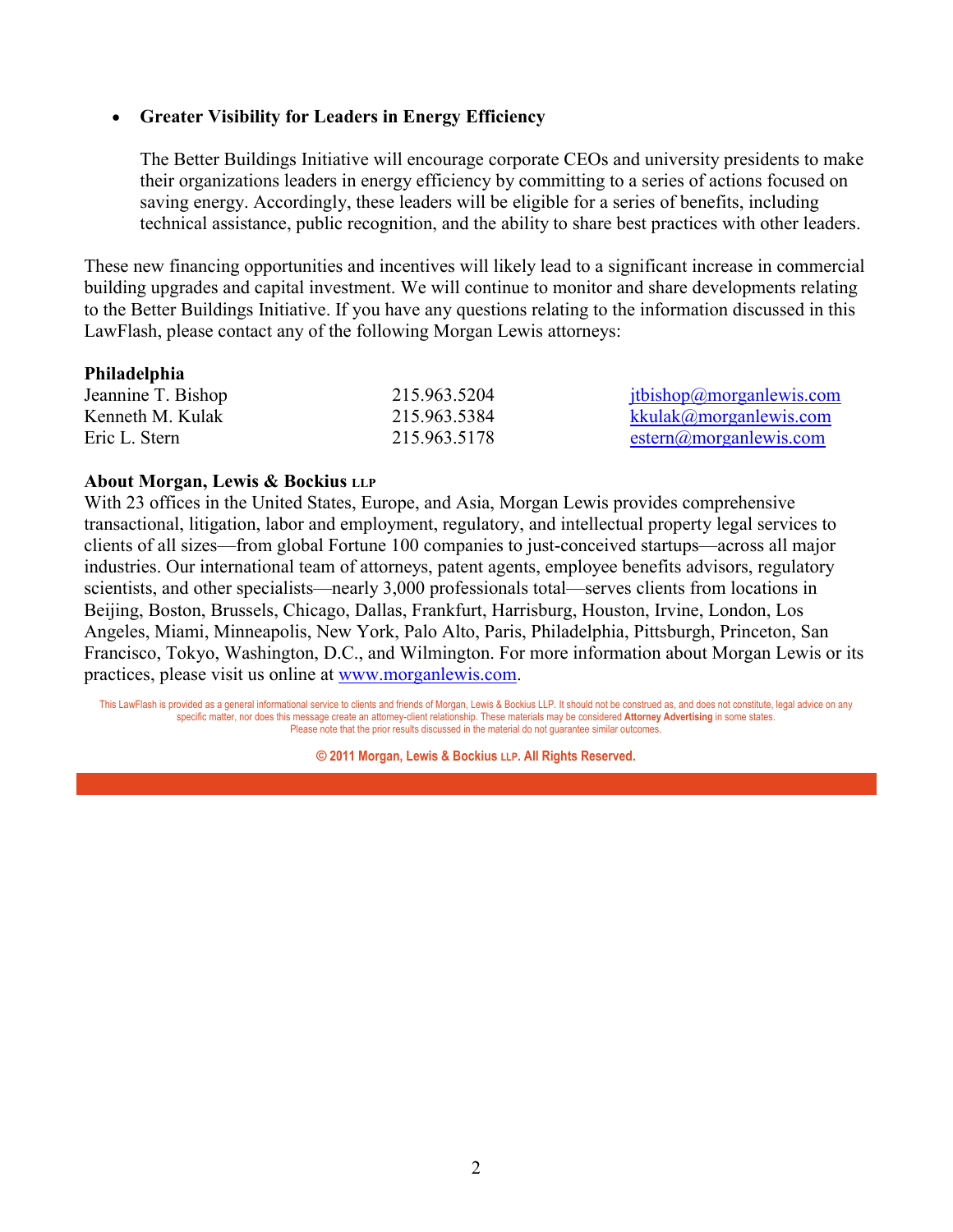- **Greater Visibility for Leaders in Energy Efficiency**

  The Better Buildings Initiative will encourage corporate CEOs and university presidents to make their organizations leaders in energy efficiency by committing to a series of actions focused on saving energy. Accordingly, these leaders will be eligible for a series of benefits, including technical assistance, public recognition, and the ability to share best practices with other leaders.

These new financing opportunities and incentives will likely lead to a significant increase in commercial building upgrades and capital investment. We will continue to monitor and share developments relating to the Better Buildings Initiative. If you have any questions relating to the information discussed in this LawFlash, please contact any of the following Morgan Lewis attorneys:

**Philadelphia**

| | | |
|---|---|---|
| Jeannine T. Bishop | 215.963.5204 | jtbishop@morganlewis.com |
| Kenneth M. Kulak | 215.963.5384 | kkulak@morganlewis.com |
| Eric L. Stern | 215.963.5178 | estern@morganlewis.com |

**About Morgan, Lewis & Bockius LLP**

With 23 offices in the United States, Europe, and Asia, Morgan Lewis provides comprehensive transactional, litigation, labor and employment, regulatory, and intellectual property legal services to clients of all sizes—from global Fortune 100 companies to just-conceived startups—across all major industries. Our international team of attorneys, patent agents, employee benefits advisors, regulatory scientists, and other specialists—nearly 3,000 professionals total—serves clients from locations in Beijing, Boston, Brussels, Chicago, Dallas, Frankfurt, Harrisburg, Houston, Irvine, London, Los Angeles, Miami, Minneapolis, New York, Palo Alto, Paris, Philadelphia, Pittsburgh, Princeton, San Francisco, Tokyo, Washington, D.C., and Wilmington. For more information about Morgan Lewis or its practices, please visit us online at www.morganlewis.com.

This LawFlash is provided as a general informational service to clients and friends of Morgan, Lewis & Bockius LLP. It should not be construed as, and does not constitute, legal advice on any specific matter, nor does this message create an attorney-client relationship. These materials may be considered **Attorney Advertising** in some states. Please note that the prior results discussed in the material do not guarantee similar outcomes.

**© 2011 Morgan, Lewis & Bockius LLP. All Rights Reserved.**